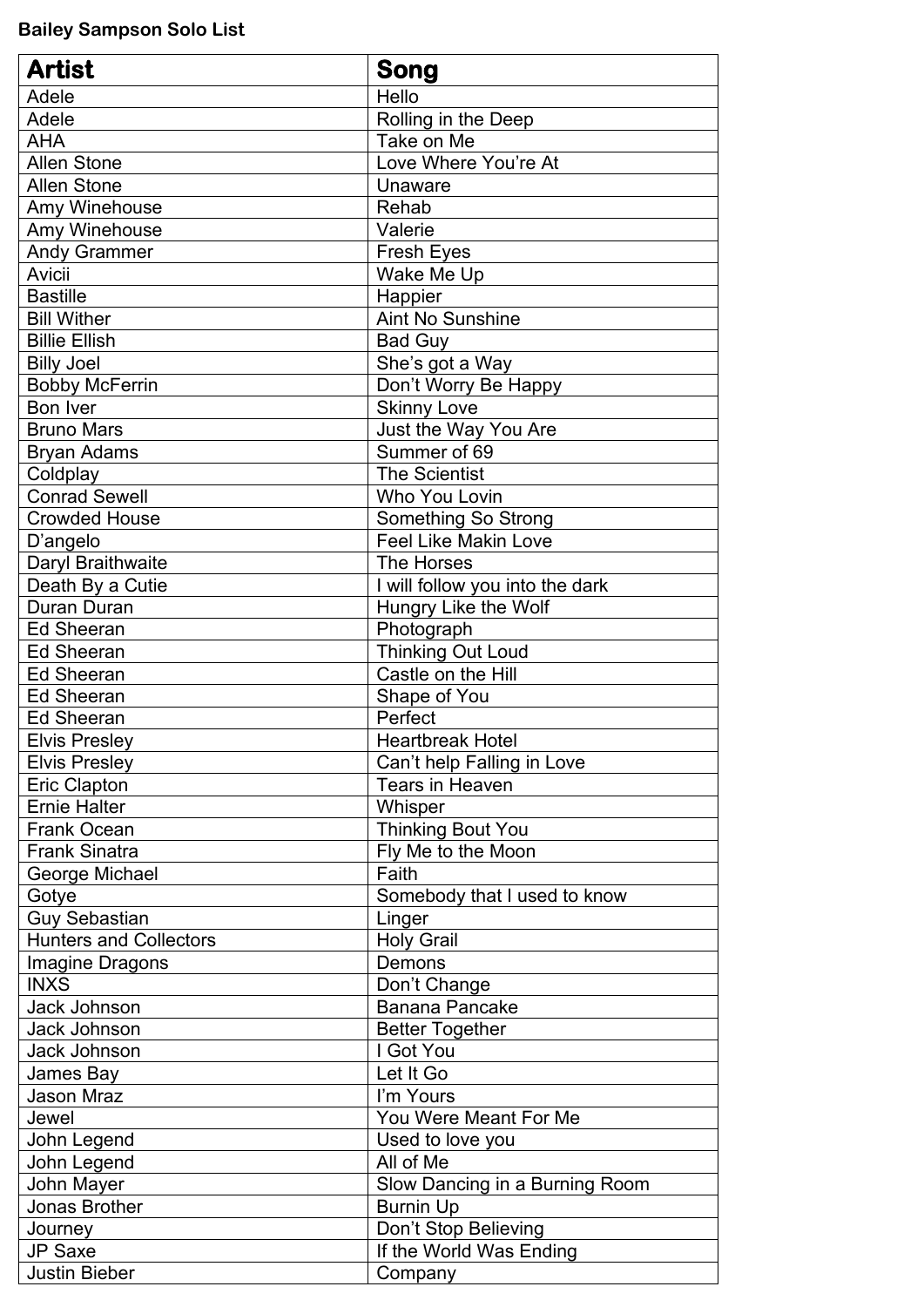**Bailey Sampson Solo List**

| **Artist** | **Song** |
| --- | --- |
| Adele | Hello |
| Adele | Rolling in the Deep |
| AHA | Take on Me |
| Allen Stone | Love Where You're At |
| Allen Stone | Unaware |
| Amy Winehouse | Rehab |
| Amy Winehouse | Valerie |
| Andy Grammer | Fresh Eyes |
| Avicii | Wake Me Up |
| Bastille | Happier |
| Bill Wither | Aint No Sunshine |
| Billie Ellish | Bad Guy |
| Billy Joel | She's got a Way |
| Bobby McFerrin | Don't Worry Be Happy |
| Bon Iver | Skinny Love |
| Bruno Mars | Just the Way You Are |
| Bryan Adams | Summer of 69 |
| Coldplay | The Scientist |
| Conrad Sewell | Who You Lovin |
| Crowded House | Something So Strong |
| D'angelo | Feel Like Makin Love |
| Daryl Braithwaite | The Horses |
| Death By a Cutie | I will follow you into the dark |
| Duran Duran | Hungry Like the Wolf |
| Ed Sheeran | Photograph |
| Ed Sheeran | Thinking Out Loud |
| Ed Sheeran | Castle on the Hill |
| Ed Sheeran | Shape of You |
| Ed Sheeran | Perfect |
| Elvis Presley | Heartbreak Hotel |
| Elvis Presley | Can't help Falling in Love |
| Eric Clapton | Tears in Heaven |
| Ernie Halter | Whisper |
| Frank Ocean | Thinking Bout You |
| Frank Sinatra | Fly Me to the Moon |
| George Michael | Faith |
| Gotye | Somebody that I used to know |
| Guy Sebastian | Linger |
| Hunters and Collectors | Holy Grail |
| Imagine Dragons | Demons |
| INXS | Don't Change |
| Jack Johnson | Banana Pancake |
| Jack Johnson | Better Together |
| Jack Johnson | I Got You |
| James Bay | Let It Go |
| Jason Mraz | I'm Yours |
| Jewel | You Were Meant For Me |
| John Legend | Used to love you |
| John Legend | All of Me |
| John Mayer | Slow Dancing in a Burning Room |
| Jonas Brother | Burnin Up |
| Journey | Don't Stop Believing |
| JP Saxe | If the World Was Ending |
| Justin Bieber | Company |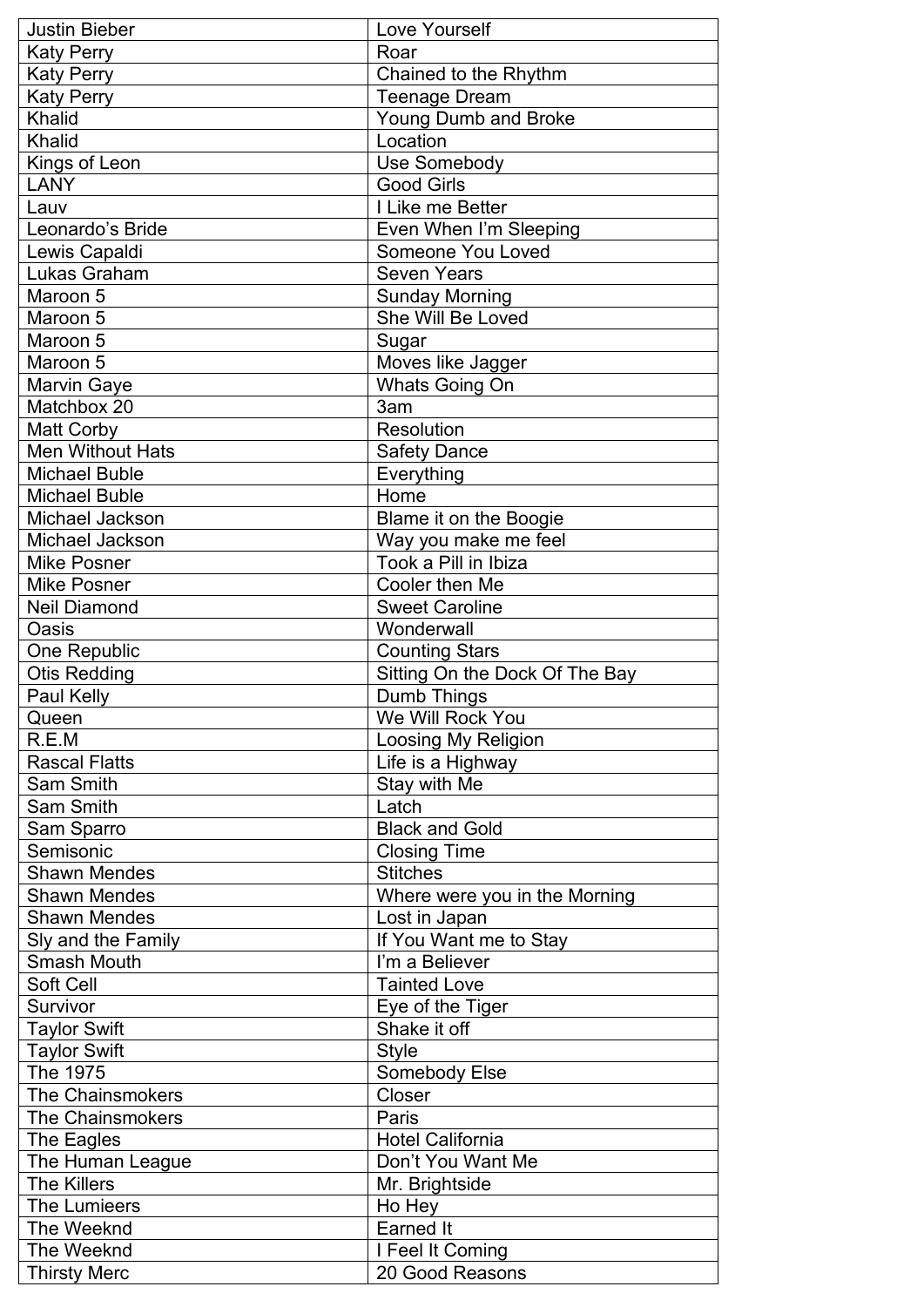| Justin Bieber | Love Yourself |
|---|---|
| Katy Perry | Roar |
| Katy Perry | Chained to the Rhythm |
| Katy Perry | Teenage Dream |
| Khalid | Young Dumb and Broke |
| Khalid | Location |
| Kings of Leon | Use Somebody |
| LANY | Good Girls |
| Lauv | I Like me Better |
| Leonardo’s Bride | Even When I’m Sleeping |
| Lewis Capaldi | Someone You Loved |
| Lukas Graham | Seven Years |
| Maroon 5 | Sunday Morning |
| Maroon 5 | She Will Be Loved |
| Maroon 5 | Sugar |
| Maroon 5 | Moves like Jagger |
| Marvin Gaye | Whats Going On |
| Matchbox 20 | 3am |
| Matt Corby | Resolution |
| Men Without Hats | Safety Dance |
| Michael Buble | Everything |
| Michael Buble | Home |
| Michael Jackson | Blame it on the Boogie |
| Michael Jackson | Way you make me feel |
| Mike Posner | Took a Pill in Ibiza |
| Mike Posner | Cooler then Me |
| Neil Diamond | Sweet Caroline |
| Oasis | Wonderwall |
| One Republic | Counting Stars |
| Otis Redding | Sitting On the Dock Of The Bay |
| Paul Kelly | Dumb Things |
| Queen | We Will Rock You |
| R.E.M | Loosing My Religion |
| Rascal Flatts | Life is a Highway |
| Sam Smith | Stay with Me |
| Sam Smith | Latch |
| Sam Sparro | Black and Gold |
| Semisonic | Closing Time |
| Shawn Mendes | Stitches |
| Shawn Mendes | Where were you in the Morning |
| Shawn Mendes | Lost in Japan |
| Sly and the Family | If You Want me to Stay |
| Smash Mouth | I’m a Believer |
| Soft Cell | Tainted Love |
| Survivor | Eye of the Tiger |
| Taylor Swift | Shake it off |
| Taylor Swift | Style |
| The 1975 | Somebody Else |
| The Chainsmokers | Closer |
| The Chainsmokers | Paris |
| The Eagles | Hotel California |
| The Human League | Don’t You Want Me |
| The Killers | Mr. Brightside |
| The Lumieers | Ho Hey |
| The Weeknd | Earned It |
| The Weeknd | I Feel It Coming |
| Thirsty Merc | 20 Good Reasons |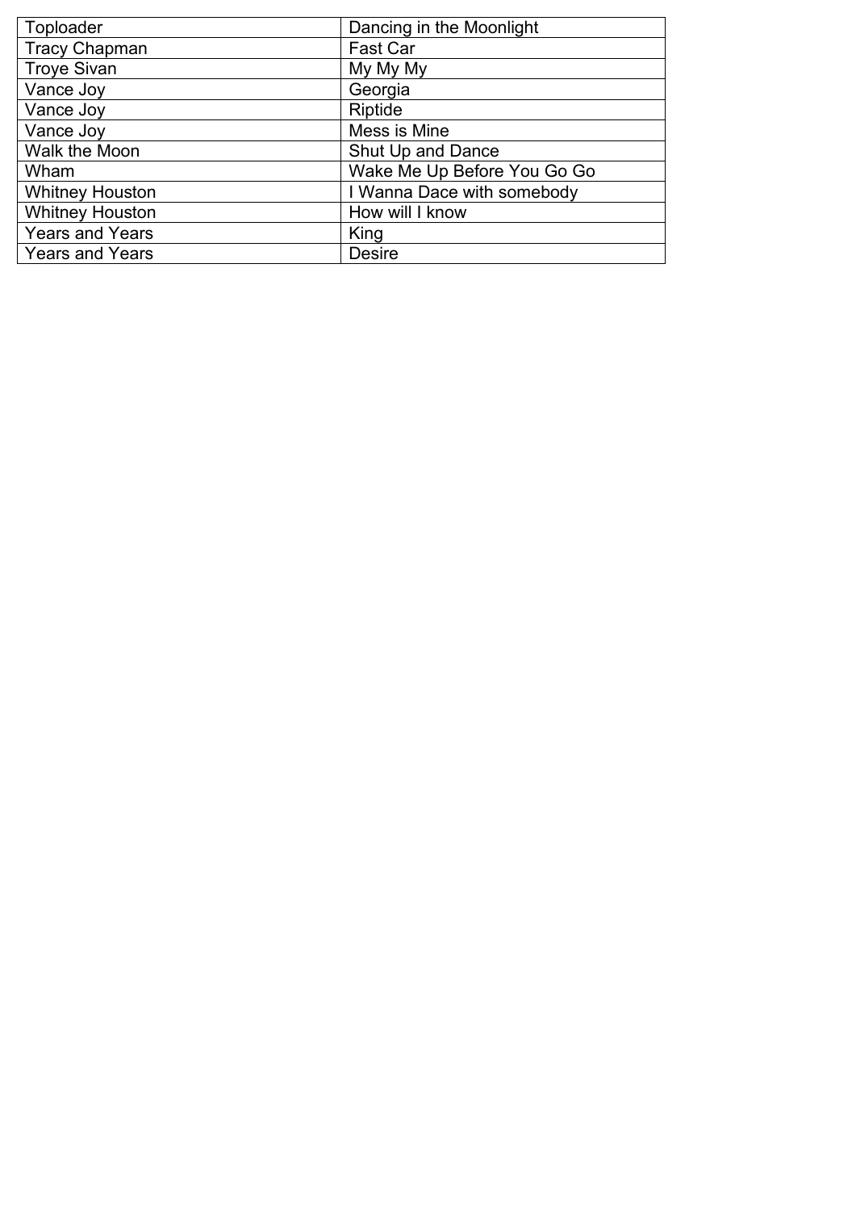| | |
|---|---|
| Toploader | Dancing in the Moonlight |
| Tracy Chapman | Fast Car |
| Troye Sivan | My My My |
| Vance Joy | Georgia |
| Vance Joy | Riptide |
| Vance Joy | Mess is Mine |
| Walk the Moon | Shut Up and Dance |
| Wham | Wake Me Up Before You Go Go |
| Whitney Houston | I Wanna Dace with somebody |
| Whitney Houston | How will I know |
| Years and Years | King |
| Years and Years | Desire |